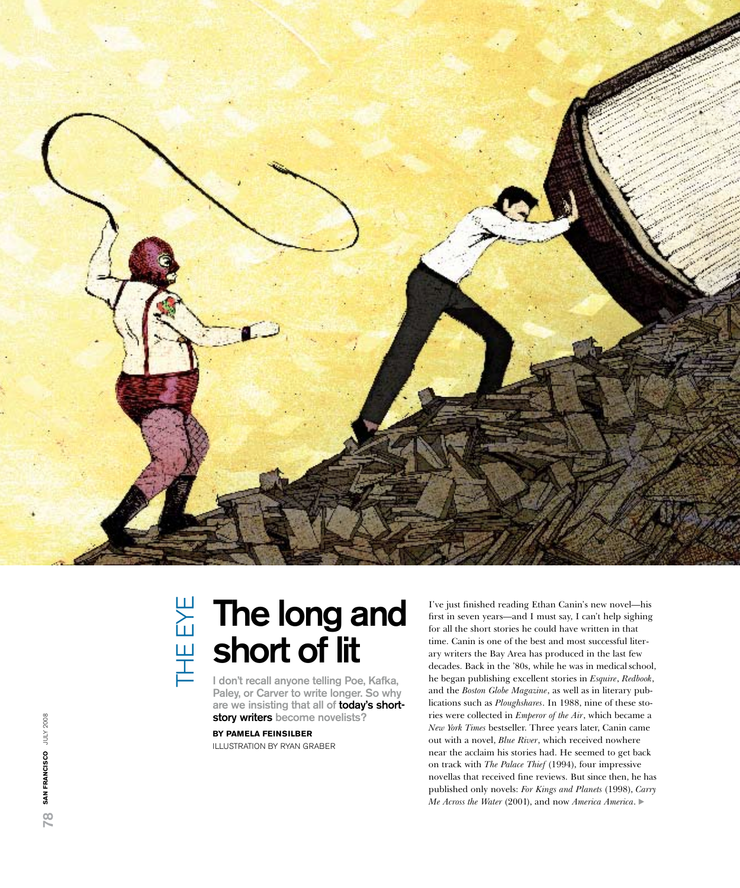THE EYE

# The long and short of lit

**I don't recall anyone telling Poe, Kafka, Paley, or Carver to write longer. So why are we insisting that all of today's short-story writers become novelists?**

**BY PAMELA FEINSILBER**

ILLUSTRATION BY RYAN GRABER

I've just finished reading Ethan Canin's new novel—his first in seven years—and I must say, I can't help sighing for all the short stories he could have written in that time. Canin is one of the best and most successful literary writers the Bay Area has produced in the last few decades. Back in the '80s, while he was in medical school, he began publishing excellent stories in *Esquire*, *Redbook*, and the *Boston Globe Magazine*, as well as in literary publications such as *Ploughshares*. In 1988, nine of these stories were collected in *Emperor of the Air*, which became a *New York Times* bestseller. Three years later, Canin came out with a novel, *Blue River*, which received nowhere near the acclaim his stories had. He seemed to get back on track with *The Palace Thief* (1994), four impressive novellas that received fine reviews. But since then, he has published only novels: *For Kings and Planets* (1998), *Carry Me Across the Water* (2001), and now *America America*. ▶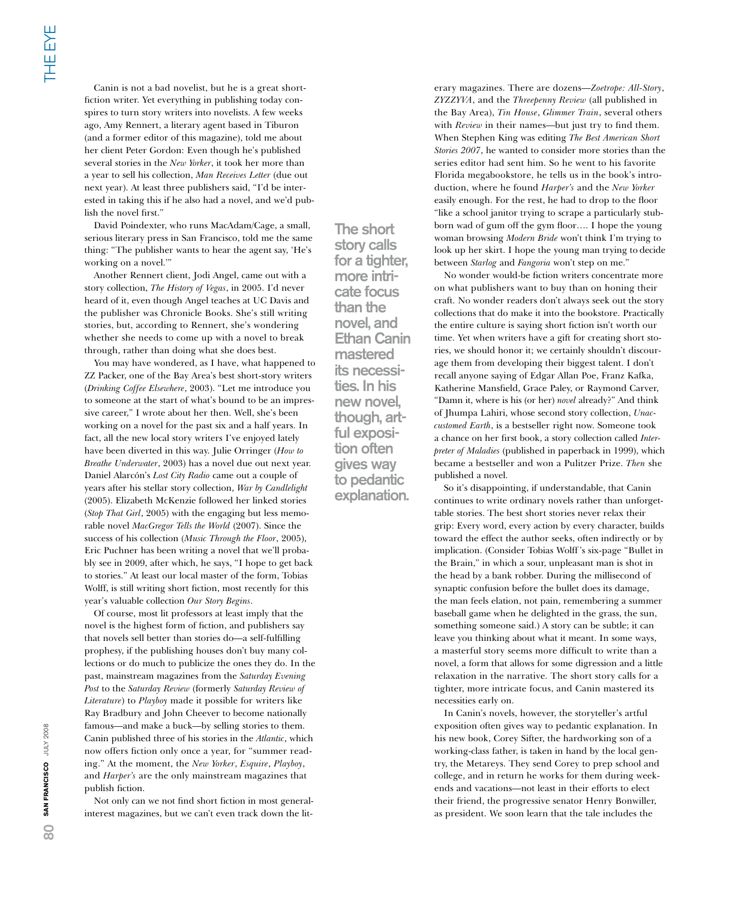Canin is not a bad novelist, but he is a great short-fiction writer. Yet everything in publishing today conspires to turn story writers into novelists. A few weeks ago, Amy Rennert, a literary agent based in Tiburon (and a former editor of this magazine), told me about her client Peter Gordon: Even though he's published several stories in the *New Yorker*, it took her more than a year to sell his collection, *Man Receives Letter* (due out next year). At least three publishers said, "I'd be interested in taking this if he also had a novel, and we'd publish the novel first."

David Poindexter, who runs MacAdam/Cage, a small, serious literary press in San Francisco, told me the same thing: "The publisher wants to hear the agent say, 'He's working on a novel.'"

Another Rennert client, Jodi Angel, came out with a story collection, *The History of Vegas*, in 2005. I'd never heard of it, even though Angel teaches at UC Davis and the publisher was Chronicle Books. She's still writing stories, but, according to Rennert, she's wondering whether she needs to come up with a novel to break through, rather than doing what she does best.

You may have wondered, as I have, what happened to ZZ Packer, one of the Bay Area's best short-story writers (*Drinking Coffee Elsewhere*, 2003). "Let me introduce you to someone at the start of what's bound to be an impressive career," I wrote about her then. Well, she's been working on a novel for the past six and a half years. In fact, all the new local story writers I've enjoyed lately have been diverted in this way. Julie Orringer (*How to Breathe Underwater*, 2003) has a novel due out next year. Daniel Alarcón's *Lost City Radio* came out a couple of years after his stellar story collection, *War by Candlelight* (2005). Elizabeth McKenzie followed her linked stories (*Stop That Girl*, 2005) with the engaging but less memorable novel *MacGregor Tells the World* (2007). Since the success of his collection (*Music Through the Floor*, 2005), Eric Puchner has been writing a novel that we'll probably see in 2009, after which, he says, "I hope to get back to stories." At least our local master of the form, Tobias Wolff, is still writing short fiction, most recently for this year's valuable collection *Our Story Begins*.

Of course, most lit professors at least imply that the novel is the highest form of fiction, and publishers say that novels sell better than stories do—a self-fulfilling prophesy, if the publishing houses don't buy many collections or do much to publicize the ones they do. In the past, mainstream magazines from the *Saturday Evening Post* to the *Saturday Review* (formerly *Saturday Review of Literature*) to *Playboy* made it possible for writers like Ray Bradbury and John Cheever to become nationally famous—and make a buck—by selling stories to them. Canin published three of his stories in the *Atlantic*, which now offers fiction only once a year, for "summer reading." At the moment, the *New Yorker*, *Esquire*, *Playboy*, and *Harper's* are the only mainstream magazines that publish fiction.

Not only can we not find short fiction in most general-interest magazines, but we can't even track down the literary magazines. There are dozens—*Zoetrope: All-Story*, *ZYZZYVA*, and the *Threepenny Review* (all published in the Bay Area), *Tin House*, *Glimmer Train*, several others with *Review* in their names—but just try to find them. When Stephen King was editing *The Best American Short Stories 2007*, he wanted to consider more stories than the series editor had sent him. So he went to his favorite Florida megabookstore, he tells us in the book's introduction, where he found *Harper's* and the *New Yorker* easily enough. For the rest, he had to drop to the floor "like a school janitor trying to scrape a particularly stubborn wad of gum off the gym floor.... I hope the young woman browsing *Modern Bride* won't think I'm trying to look up her skirt. I hope the young man trying to decide between *Starlog* and *Fangoria* won't step on me."

**The short story calls for a tighter, more intricate focus than the novel, and Ethan Canin mastered its necessities. In his new novel, though, artful exposition often gives way to pedantic explanation.**

No wonder would-be fiction writers concentrate more on what publishers want to buy than on honing their craft. No wonder readers don't always seek out the story collections that do make it into the bookstore. Practically the entire culture is saying short fiction isn't worth our time. Yet when writers have a gift for creating short stories, we should honor it; we certainly shouldn't discourage them from developing their biggest talent. I don't recall anyone saying of Edgar Allan Poe, Franz Kafka, Katherine Mansfield, Grace Paley, or Raymond Carver, "Damn it, where is his (or her) *novel* already?" And think of Jhumpa Lahiri, whose second story collection, *Unaccustomed Earth*, is a bestseller right now. Someone took a chance on her first book, a story collection called *Interpreter of Maladies* (published in paperback in 1999), which became a bestseller and won a Pulitzer Prize. *Then* she published a novel.

So it's disappointing, if understandable, that Canin continues to write ordinary novels rather than unforgettable stories. The best short stories never relax their grip: Every word, every action by every character, builds toward the effect the author seeks, often indirectly or by implication. (Consider Tobias Wolff's six-page "Bullet in the Brain," in which a sour, unpleasant man is shot in the head by a bank robber. During the millisecond of synaptic confusion before the bullet does its damage, the man feels elation, not pain, remembering a summer baseball game when he delighted in the grass, the sun, something someone said.) A story can be subtle; it can leave you thinking about what it meant. In some ways, a masterful story seems more difficult to write than a novel, a form that allows for some digression and a little relaxation in the narrative. The short story calls for a tighter, more intricate focus, and Canin mastered its necessities early on.

In Canin's novels, however, the storyteller's artful exposition often gives way to pedantic explanation. In his new book, Corey Sifter, the hardworking son of a working-class father, is taken in hand by the local gentry, the Metareys. They send Corey to prep school and college, and in return he works for them during weekends and vacations—not least in their efforts to elect their friend, the progressive senator Henry Bonwiller, as president. We soon learn that the tale includes the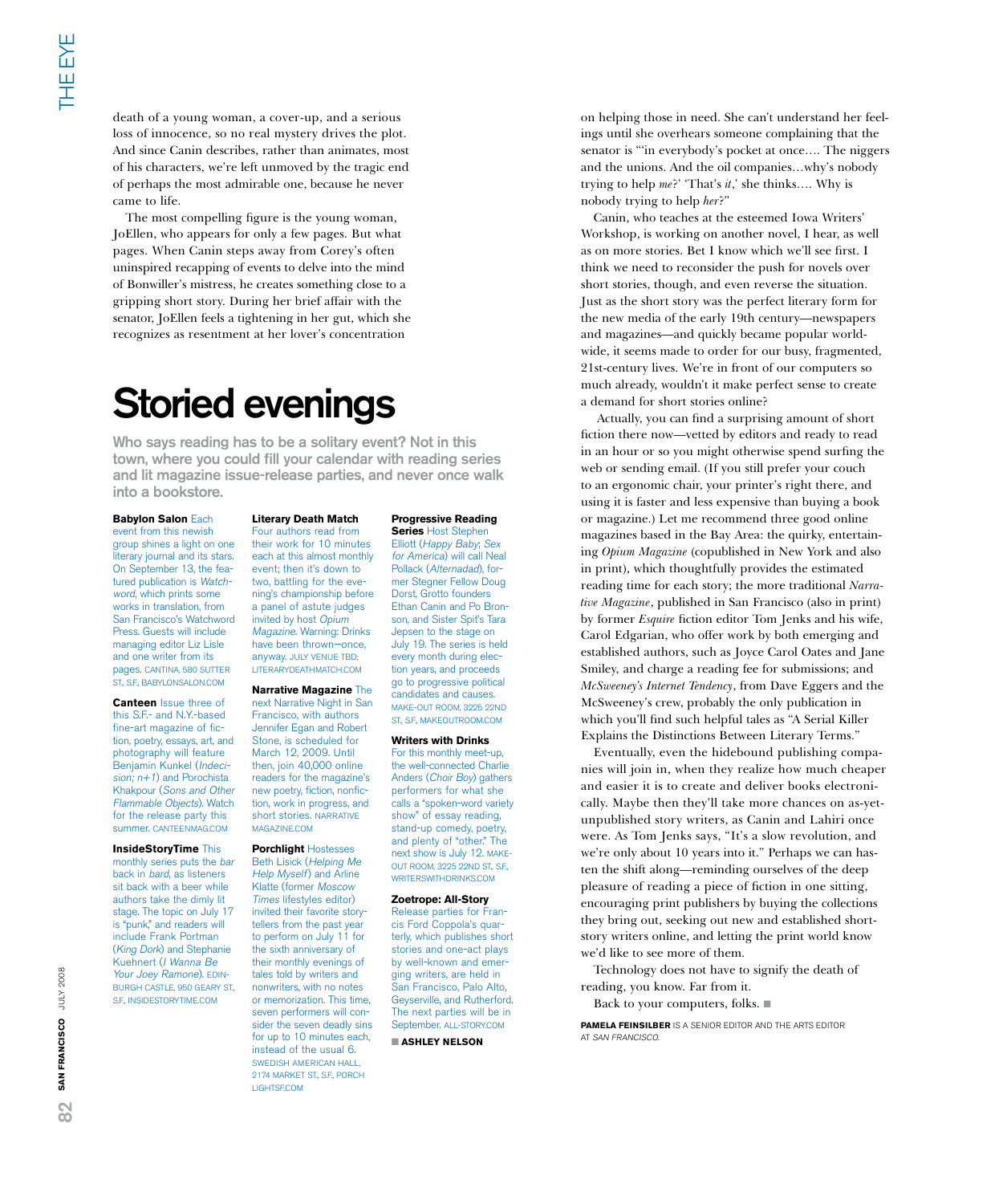death of a young woman, a cover-up, and a serious loss of innocence, so no real mystery drives the plot. And since Canin describes, rather than animates, most of his characters, we're left unmoved by the tragic end of perhaps the most admirable one, because he never came to life.

The most compelling figure is the young woman, JoEllen, who appears for only a few pages. But what pages. When Canin steps away from Corey's often uninspired recapping of events to delve into the mind of Bonwiller's mistress, he creates something close to a gripping short story. During her brief affair with the senator, JoEllen feels a tightening in her gut, which she recognizes as resentment at her lover's concentration on helping those in need. She can't understand her feelings until she overhears someone complaining that the senator is "'in everybody's pocket at once…. The niggers and the unions. And the oil companies…why's nobody trying to help *me*?' 'That's *it*,' she thinks…. Why is nobody trying to help *her*?"

Canin, who teaches at the esteemed Iowa Writers' Workshop, is working on another novel, I hear, as well as on more stories. Bet I know which we'll see first. I think we need to reconsider the push for novels over short stories, though, and even reverse the situation. Just as the short story was the perfect literary form for the new media of the early 19th century—newspapers and magazines—and quickly became popular worldwide, it seems made to order for our busy, fragmented, 21st-century lives. We're in front of our computers so much already, wouldn't it make perfect sense to create a demand for short stories online?

Actually, you can find a surprising amount of short fiction there now—vetted by editors and ready to read in an hour or so you might otherwise spend surfing the web or sending email. (If you still prefer your couch to an ergonomic chair, your printer's right there, and using it is faster and less expensive than buying a book or magazine.) Let me recommend three good online magazines based in the Bay Area: the quirky, entertaining *Opium Magazine* (copublished in New York and also in print), which thoughtfully provides the estimated reading time for each story; the more traditional *Narrative Magazine*, published in San Francisco (also in print) by former *Esquire* fiction editor Tom Jenks and his wife, Carol Edgarian, who offer work by both emerging and established authors, such as Joyce Carol Oates and Jane Smiley, and charge a reading fee for submissions; and *McSweeney's Internet Tendency*, from Dave Eggers and the McSweeney's crew, probably the only publication in which you'll find such helpful tales as "A Serial Killer Explains the Distinctions Between Literary Terms."

Eventually, even the hidebound publishing companies will join in, when they realize how much cheaper and easier it is to create and deliver books electronically. Maybe then they'll take more chances on as-yet-unpublished story writers, as Canin and Lahiri once were. As Tom Jenks says, "It's a slow revolution, and we're only about 10 years into it." Perhaps we can hasten the shift along—reminding ourselves of the deep pleasure of reading a piece of fiction in one sitting, encouraging print publishers by buying the collections they bring out, seeking out new and established short-story writers online, and letting the print world know we'd like to see more of them.

Technology does not have to signify the death of reading, you know. Far from it.

Back to your computers, folks. ■

**PAMELA FEINSILBER** IS A SENIOR EDITOR AND THE ARTS EDITOR AT *SAN FRANCISCO.*

# Storied evenings

Who says reading has to be a solitary event? Not in this town, where you could fill your calendar with reading series and lit magazine issue-release parties, and never once walk into a bookstore.

**Babylon Salon** Each event from this newish group shines a light on one literary journal and its stars. On September 13, the featured publication is *Watchword*, which prints some works in translation, from San Francisco's Watchword Press. Guests will include managing editor Liz Lisle and one writer from its pages. CANTINA, 580 SUTTER ST., S.F., BABYLONSALON.COM

**Canteen** Issue three of this S.F.- and N.Y.-based fine-art magazine of fiction, poetry, essays, art, and photography will feature Benjamin Kunkel (*Indecision; n+1*) and Porochista Khakpour (*Sons and Other Flammable Objects*). Watch for the release party this summer. CANTEENMAG.COM

**InsideStoryTime** This monthly series puts the *bar* back in *bard*, as listeners sit back with a beer while authors take the dimly lit stage. The topic on July 17 is "punk," and readers will include Frank Portman (*King Dork*) and Stephanie Kuehnert (*I Wanna Be Your Joey Ramone*). EDINBURGH CASTLE, 950 GEARY ST., S.F., INSIDESTORYTIME.COM

**Literary Death Match** Four authors read from their work for 10 minutes each at this almost monthly event; then it's down to two, battling for the evening's championship before a panel of astute judges invited by host *Opium Magazine*. Warning: Drinks have been thrown—once, anyway. JULY VENUE TBD; LITERARYDEATHMATCH.COM

**Narrative Magazine** The next Narrative Night in San Francisco, with authors Jennifer Egan and Robert Stone, is scheduled for March 12, 2009. Until then, join 40,000 online readers for the magazine's new poetry, fiction, nonfiction, work in progress, and short stories. NARRATIVEMAGAZINE.COM

**Porchlight** Hostesses Beth Lisick (*Helping Me Help Myself*) and Arline Klatte (former *Moscow Times* lifestyles editor) invited their favorite storytellers from the past year to perform on July 11 for the sixth anniversary of their monthly evenings of tales told by writers and nonwriters, with no notes or memorization. This time, seven performers will consider the seven deadly sins for up to 10 minutes each, instead of the usual 6. SWEDISH AMERICAN HALL, 2174 MARKET ST., S.F., PORCHLIGHTSF.COM

**Progressive Reading Series** Host Stephen Elliott (*Happy Baby*; *Sex for America*) will call Neal Pollack (*Alternadad*), former Stegner Fellow Doug Dorst, Grotto founders Ethan Canin and Po Bronson, and Sister Spit's Tara Jepsen to the stage on July 19. The series is held every month during election years, and proceeds go to progressive political candidates and causes. MAKE-OUT ROOM, 3225 22ND ST., S.F., MAKEOUTROOM.COM

**Writers with Drinks** For this monthly meet-up, the well-connected Charlie Anders (*Choir Boy*) gathers performers for what she calls a "spoken-word variety show" of essay reading, stand-up comedy, poetry, and plenty of "other." The next show is July 12. MAKE-OUT ROOM, 3225 22ND ST., S.F., WRITERSWITHDRINKS.COM

**Zoetrope: All-Story** Release parties for Francis Ford Coppola's quarterly, which publishes short stories and one-act plays by well-known and emerging writers, are held in San Francisco, Palo Alto, Geyserville, and Rutherford. The next parties will be in September. ALL-STORY.COM

■ **ASHLEY NELSON**